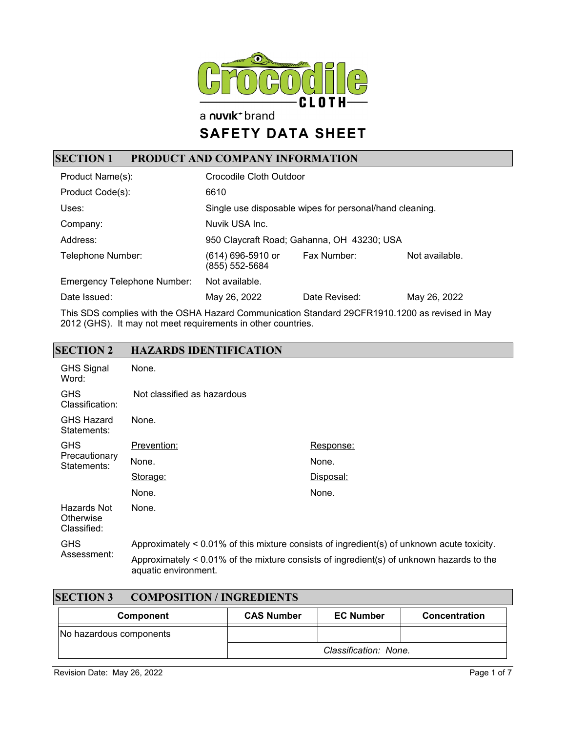Crocodile CLOTH

a nuvik brand

# SAFETY DATA SHEET

## SECTION 1 PRODUCT AND COMPANY INFORMATION

| | | | |
|---|---|---|---|
| Product Name(s): | Crocodile Cloth Outdoor | | |
| Product Code(s): | 6610 | | |
| Uses: | Single use disposable wipes for personal/hand cleaning. | | |
| Company: | Nuvik USA Inc. | | |
| Address: | 950 Claycraft Road; Gahanna, OH 43230; USA | | |
| Telephone Number: | (614) 696-5910 or (855) 552-5684 | Fax Number: | Not available. |
| Emergency Telephone Number: | Not available. | | |
| Date Issued: | May 26, 2022 | Date Revised: | May 26, 2022 |

This SDS complies with the OSHA Hazard Communication Standard 29CFR1910.1200 as revised in May 2012 (GHS). It may not meet requirements in other countries.

## SECTION 2 HAZARDS IDENTIFICATION

**GHS Signal Word:** None.

**GHS Classification:** Not classified as hazardous

**GHS Hazard Statements:** None.

**GHS Precautionary Statements:**

| Prevention: | Response: |
|---|---|
| None. | None. |
| **Storage:** | **Disposal:** |
| None. | None. |

**Hazards Not Otherwise Classified:** None.

**GHS Assessment:** Approximately < 0.01% of this mixture consists of ingredient(s) of unknown acute toxicity.

Approximately < 0.01% of the mixture consists of ingredient(s) of unknown hazards to the aquatic environment.

## SECTION 3 COMPOSITION / INGREDIENTS

| Component | CAS Number | EC Number | Concentration |
|---|---|---|---|
| No hazardous components | | | |
| | *Classification: None.* | | |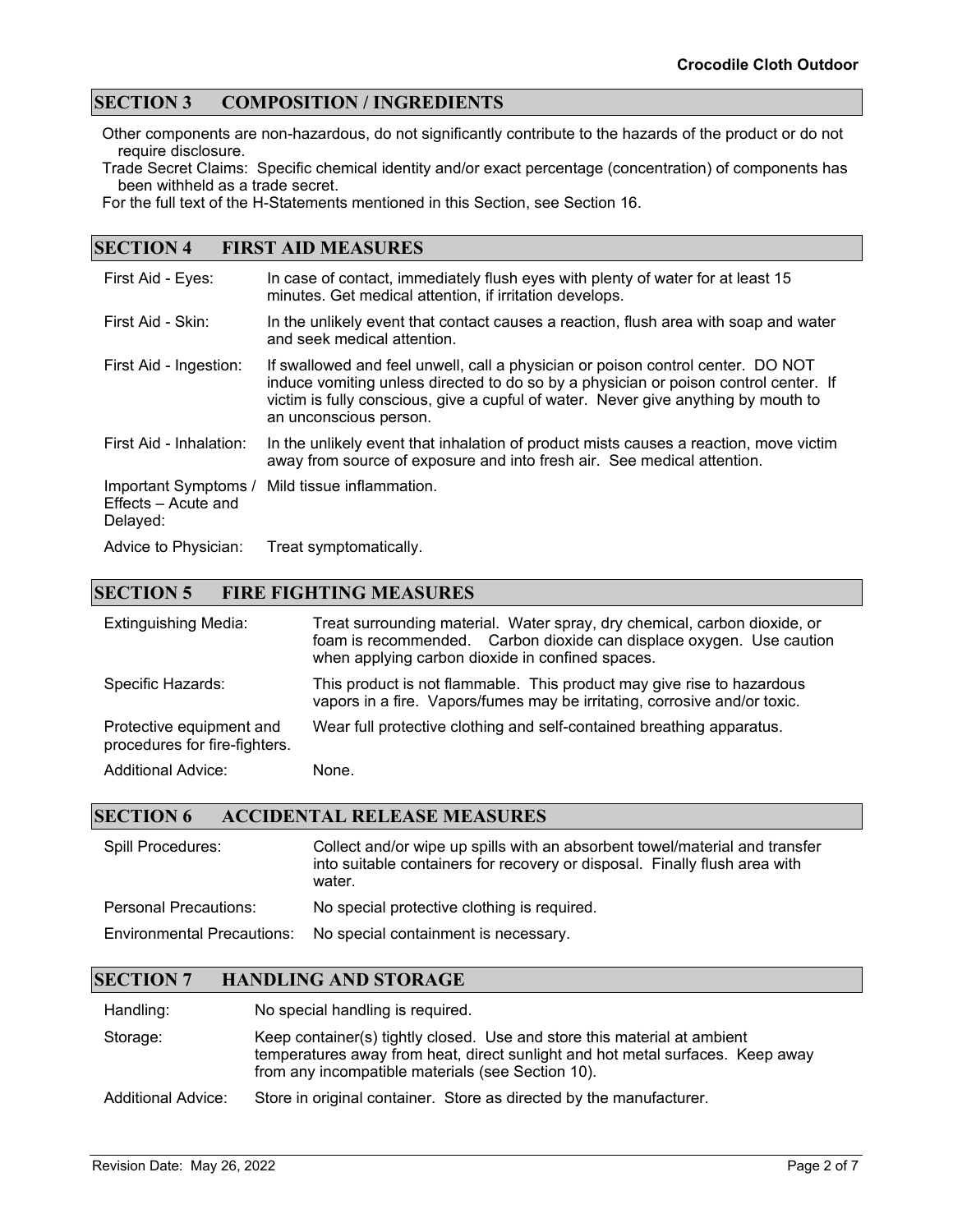## SECTION 3 COMPOSITION / INGREDIENTS

Other components are non-hazardous, do not significantly contribute to the hazards of the product or do not require disclosure.

Trade Secret Claims: Specific chemical identity and/or exact percentage (concentration) of components has been withheld as a trade secret.

For the full text of the H-Statements mentioned in this Section, see Section 16.

## SECTION 4 FIRST AID MEASURES

| | |
|---|---|
| First Aid - Eyes: | In case of contact, immediately flush eyes with plenty of water for at least 15 minutes. Get medical attention, if irritation develops. |
| First Aid - Skin: | In the unlikely event that contact causes a reaction, flush area with soap and water and seek medical attention. |
| First Aid - Ingestion: | If swallowed and feel unwell, call a physician or poison control center. DO NOT induce vomiting unless directed to do so by a physician or poison control center. If victim is fully conscious, give a cupful of water. Never give anything by mouth to an unconscious person. |
| First Aid - Inhalation: | In the unlikely event that inhalation of product mists causes a reaction, move victim away from source of exposure and into fresh air. See medical attention. |
| Important Symptoms / Effects – Acute and Delayed: | Mild tissue inflammation. |
| Advice to Physician: | Treat symptomatically. |

## SECTION 5 FIRE FIGHTING MEASURES

| | |
|---|---|
| Extinguishing Media: | Treat surrounding material. Water spray, dry chemical, carbon dioxide, or foam is recommended. Carbon dioxide can displace oxygen. Use caution when applying carbon dioxide in confined spaces. |
| Specific Hazards: | This product is not flammable. This product may give rise to hazardous vapors in a fire. Vapors/fumes may be irritating, corrosive and/or toxic. |
| Protective equipment and procedures for fire-fighters. | Wear full protective clothing and self-contained breathing apparatus. |
| Additional Advice: | None. |

## SECTION 6 ACCIDENTAL RELEASE MEASURES

| | |
|---|---|
| Spill Procedures: | Collect and/or wipe up spills with an absorbent towel/material and transfer into suitable containers for recovery or disposal. Finally flush area with water. |
| Personal Precautions: | No special protective clothing is required. |
| Environmental Precautions: | No special containment is necessary. |

## SECTION 7 HANDLING AND STORAGE

| | |
|---|---|
| Handling: | No special handling is required. |
| Storage: | Keep container(s) tightly closed. Use and store this material at ambient temperatures away from heat, direct sunlight and hot metal surfaces. Keep away from any incompatible materials (see Section 10). |
| Additional Advice: | Store in original container. Store as directed by the manufacturer. |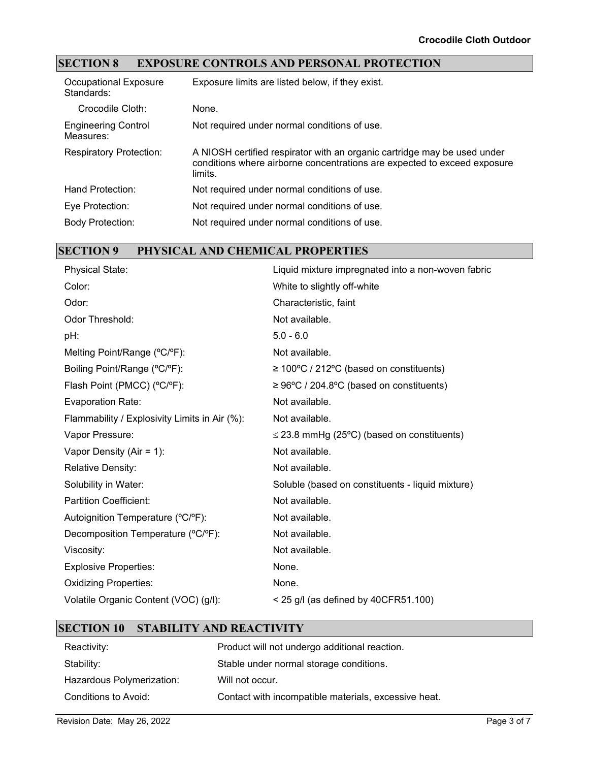## SECTION 8 EXPOSURE CONTROLS AND PERSONAL PROTECTION

| | |
|---|---|
| Occupational Exposure Standards: | Exposure limits are listed below, if they exist. |
| Crocodile Cloth: | None. |
| Engineering Control Measures: | Not required under normal conditions of use. |
| Respiratory Protection: | A NIOSH certified respirator with an organic cartridge may be used under conditions where airborne concentrations are expected to exceed exposure limits. |
| Hand Protection: | Not required under normal conditions of use. |
| Eye Protection: | Not required under normal conditions of use. |
| Body Protection: | Not required under normal conditions of use. |

## SECTION 9 PHYSICAL AND CHEMICAL PROPERTIES

| | |
|---|---|
| Physical State: | Liquid mixture impregnated into a non-woven fabric |
| Color: | White to slightly off-white |
| Odor: | Characteristic, faint |
| Odor Threshold: | Not available. |
| pH: | 5.0 - 6.0 |
| Melting Point/Range (ºC/ºF): | Not available. |
| Boiling Point/Range (ºC/ºF): | ≥ 100ºC / 212ºC (based on constituents) |
| Flash Point (PMCC) (ºC/ºF): | ≥ 96ºC / 204.8ºC (based on constituents) |
| Evaporation Rate: | Not available. |
| Flammability / Explosivity Limits in Air (%): | Not available. |
| Vapor Pressure: | ≤ 23.8 mmHg (25ºC) (based on constituents) |
| Vapor Density (Air = 1): | Not available. |
| Relative Density: | Not available. |
| Solubility in Water: | Soluble (based on constituents - liquid mixture) |
| Partition Coefficient: | Not available. |
| Autoignition Temperature (ºC/ºF): | Not available. |
| Decomposition Temperature (ºC/ºF): | Not available. |
| Viscosity: | Not available. |
| Explosive Properties: | None. |
| Oxidizing Properties: | None. |
| Volatile Organic Content (VOC) (g/l): | < 25 g/l (as defined by 40CFR51.100) |

## SECTION 10 STABILITY AND REACTIVITY

| | |
|---|---|
| Reactivity: | Product will not undergo additional reaction. |
| Stability: | Stable under normal storage conditions. |
| Hazardous Polymerization: | Will not occur. |
| Conditions to Avoid: | Contact with incompatible materials, excessive heat. |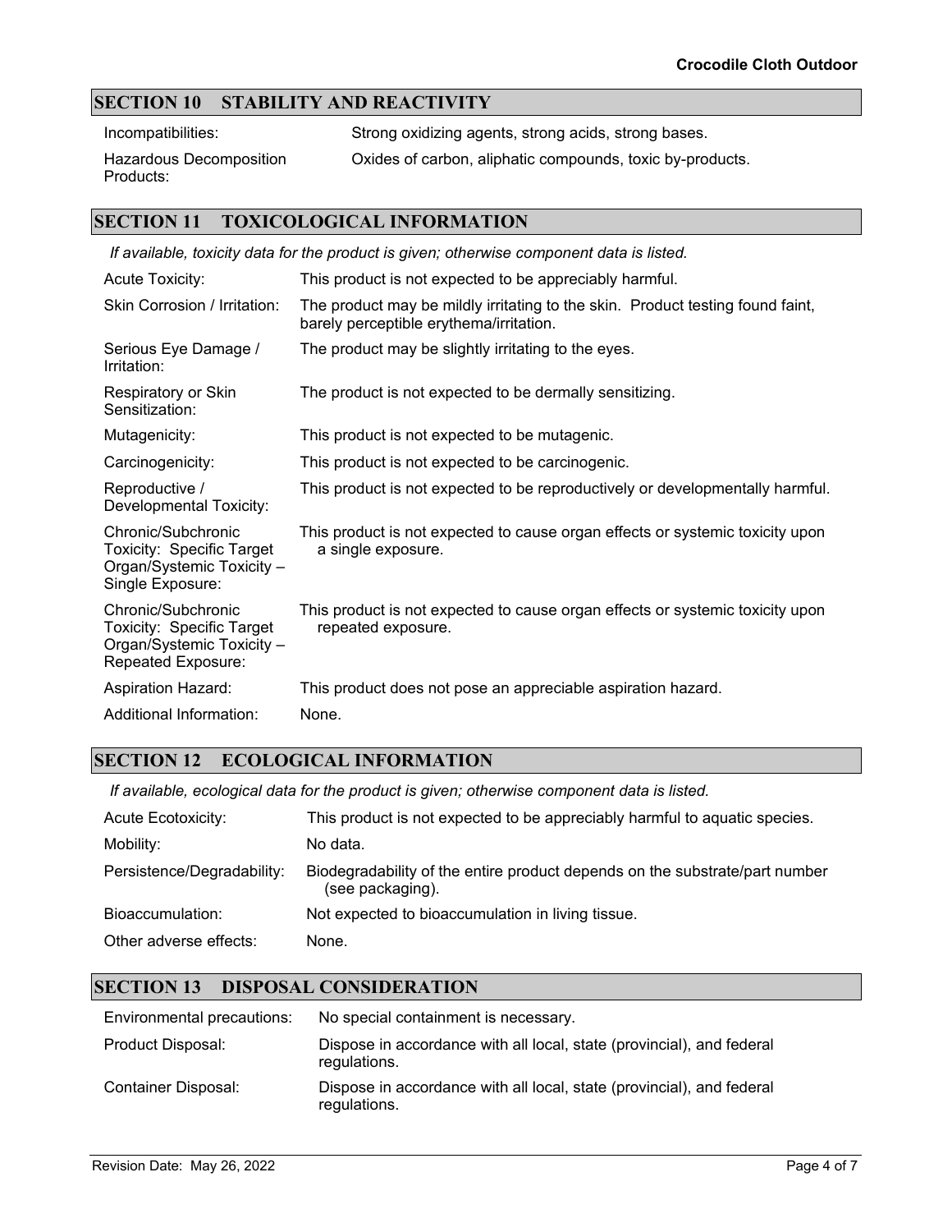## SECTION 10 STABILITY AND REACTIVITY

| | |
|---|---|
| Incompatibilities: | Strong oxidizing agents, strong acids, strong bases. |
| Hazardous Decomposition Products: | Oxides of carbon, aliphatic compounds, toxic by-products. |

## SECTION 11 TOXICOLOGICAL INFORMATION

*If available, toxicity data for the product is given; otherwise component data is listed.*

| | |
|---|---|
| Acute Toxicity: | This product is not expected to be appreciably harmful. |
| Skin Corrosion / Irritation: | The product may be mildly irritating to the skin. Product testing found faint, barely perceptible erythema/irritation. |
| Serious Eye Damage / Irritation: | The product may be slightly irritating to the eyes. |
| Respiratory or Skin Sensitization: | The product is not expected to be dermally sensitizing. |
| Mutagenicity: | This product is not expected to be mutagenic. |
| Carcinogenicity: | This product is not expected to be carcinogenic. |
| Reproductive / Developmental Toxicity: | This product is not expected to be reproductively or developmentally harmful. |
| Chronic/Subchronic Toxicity: Specific Target Organ/Systemic Toxicity – Single Exposure: | This product is not expected to cause organ effects or systemic toxicity upon a single exposure. |
| Chronic/Subchronic Toxicity: Specific Target Organ/Systemic Toxicity – Repeated Exposure: | This product is not expected to cause organ effects or systemic toxicity upon repeated exposure. |
| Aspiration Hazard: | This product does not pose an appreciable aspiration hazard. |
| Additional Information: | None. |

## SECTION 12 ECOLOGICAL INFORMATION

*If available, ecological data for the product is given; otherwise component data is listed.*

| | |
|---|---|
| Acute Ecotoxicity: | This product is not expected to be appreciably harmful to aquatic species. |
| Mobility: | No data. |
| Persistence/Degradability: | Biodegradability of the entire product depends on the substrate/part number (see packaging). |
| Bioaccumulation: | Not expected to bioaccumulation in living tissue. |
| Other adverse effects: | None. |

## SECTION 13 DISPOSAL CONSIDERATION

| | |
|---|---|
| Environmental precautions: | No special containment is necessary. |
| Product Disposal: | Dispose in accordance with all local, state (provincial), and federal regulations. |
| Container Disposal: | Dispose in accordance with all local, state (provincial), and federal regulations. |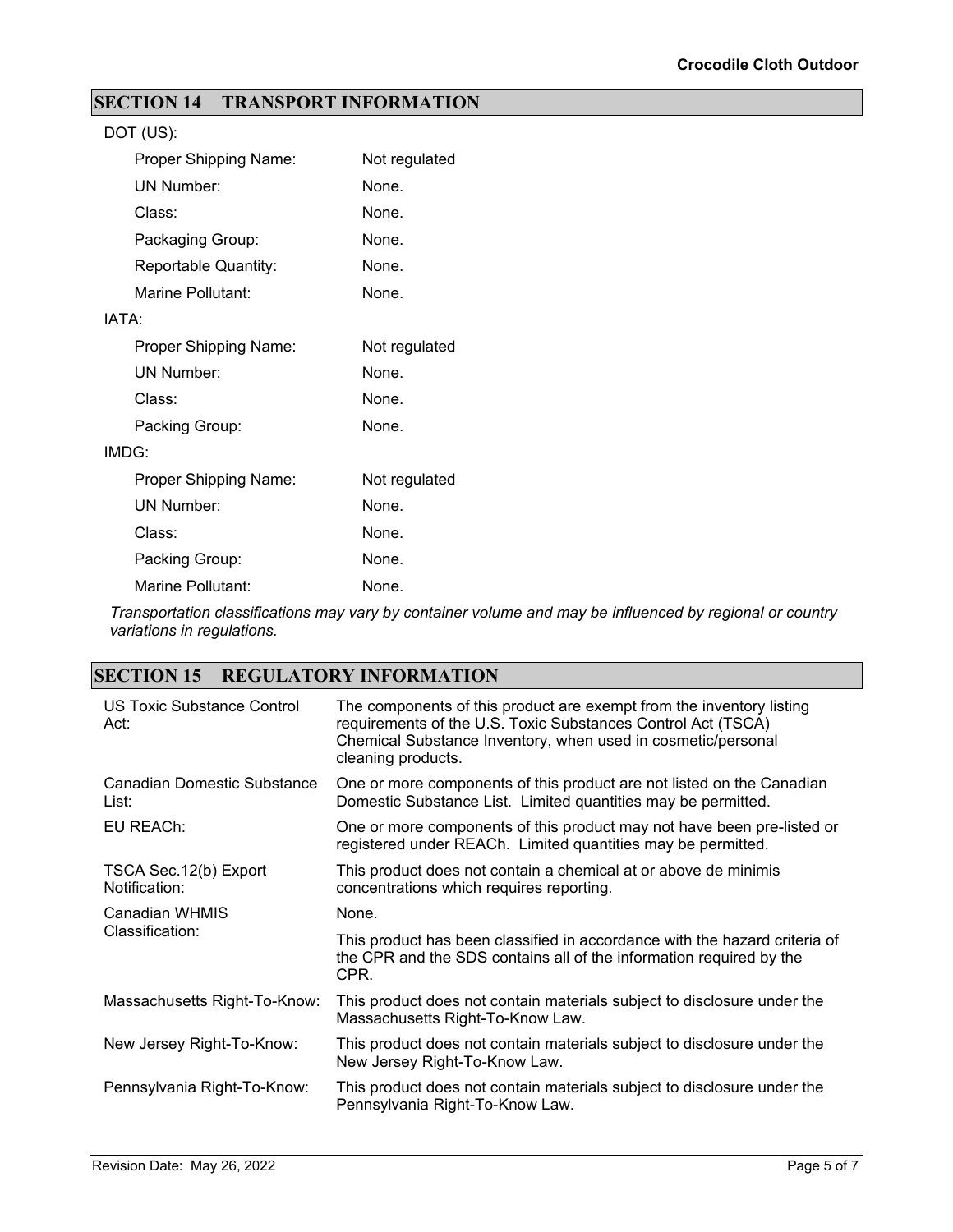## SECTION 14 TRANSPORT INFORMATION

DOT (US):

| | |
|---|---|
| Proper Shipping Name: | Not regulated |
| UN Number: | None. |
| Class: | None. |
| Packaging Group: | None. |
| Reportable Quantity: | None. |
| Marine Pollutant: | None. |

IATA:

| | |
|---|---|
| Proper Shipping Name: | Not regulated |
| UN Number: | None. |
| Class: | None. |
| Packing Group: | None. |

IMDG:

| | |
|---|---|
| Proper Shipping Name: | Not regulated |
| UN Number: | None. |
| Class: | None. |
| Packing Group: | None. |
| Marine Pollutant: | None. |

*Transportation classifications may vary by container volume and may be influenced by regional or country variations in regulations.*

## SECTION 15 REGULATORY INFORMATION

| | |
|---|---|
| US Toxic Substance Control Act: | The components of this product are exempt from the inventory listing requirements of the U.S. Toxic Substances Control Act (TSCA) Chemical Substance Inventory, when used in cosmetic/personal cleaning products. |
| Canadian Domestic Substance List: | One or more components of this product are not listed on the Canadian Domestic Substance List. Limited quantities may be permitted. |
| EU REACh: | One or more components of this product may not have been pre-listed or registered under REACh. Limited quantities may be permitted. |
| TSCA Sec.12(b) Export Notification: | This product does not contain a chemical at or above de minimis concentrations which requires reporting. |
| Canadian WHMIS Classification: | None.<br>This product has been classified in accordance with the hazard criteria of the CPR and the SDS contains all of the information required by the CPR. |
| Massachusetts Right-To-Know: | This product does not contain materials subject to disclosure under the Massachusetts Right-To-Know Law. |
| New Jersey Right-To-Know: | This product does not contain materials subject to disclosure under the New Jersey Right-To-Know Law. |
| Pennsylvania Right-To-Know: | This product does not contain materials subject to disclosure under the Pennsylvania Right-To-Know Law. |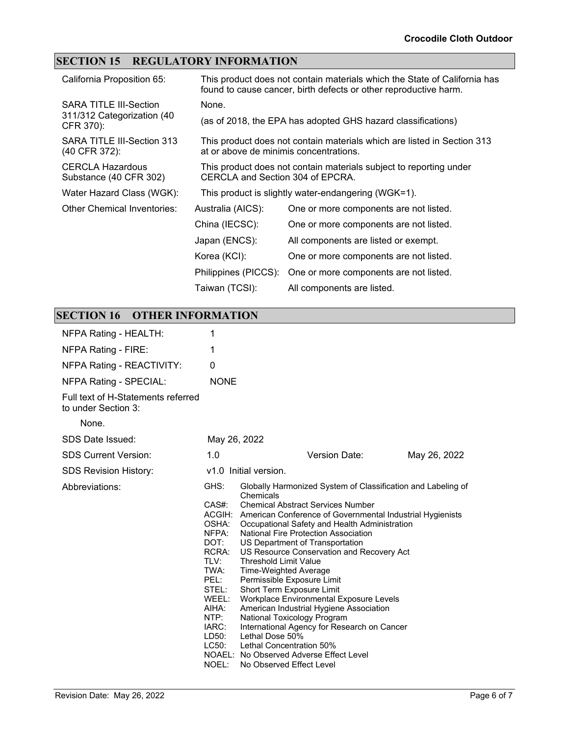## SECTION 15 REGULATORY INFORMATION

| | |
|---|---|
| California Proposition 65: | This product does not contain materials which the State of California has found to cause cancer, birth defects or other reproductive harm. |
| SARA TITLE III-Section 311/312 Categorization (40 CFR 370): | None.<br>(as of 2018, the EPA has adopted GHS hazard classifications) |
| SARA TITLE III-Section 313 (40 CFR 372): | This product does not contain materials which are listed in Section 313 at or above de minimis concentrations. |
| CERCLA Hazardous Substance (40 CFR 302) | This product does not contain materials subject to reporting under CERCLA and Section 304 of EPCRA. |
| Water Hazard Class (WGK): | This product is slightly water-endangering (WGK=1). |

**Other Chemical Inventories:**

| Inventory | Status |
|---|---|
| Australia (AICS): | One or more components are not listed. |
| China (IECSC): | One or more components are not listed. |
| Japan (ENCS): | All components are listed or exempt. |
| Korea (KCI): | One or more components are not listed. |
| Philippines (PICCS): | One or more components are not listed. |
| Taiwan (TCSI): | All components are listed. |

## SECTION 16 OTHER INFORMATION

| | |
|---|---|
| NFPA Rating - HEALTH: | 1 |
| NFPA Rating - FIRE: | 1 |
| NFPA Rating - REACTIVITY: | 0 |
| NFPA Rating - SPECIAL: | NONE |

Full text of H-Statements referred to under Section 3:

None.

| | |
|---|---|
| SDS Date Issued: | May 26, 2022 |
| SDS Current Version: | 1.0 — Version Date: May 26, 2022 |
| SDS Revision History: | v1.0 Initial version. |

Abbreviations:

- GHS: Globally Harmonized System of Classification and Labeling of Chemicals
- CAS#: Chemical Abstract Services Number
- ACGIH: American Conference of Governmental Industrial Hygienists
- OSHA: Occupational Safety and Health Administration
- NFPA: National Fire Protection Association
- DOT: US Department of Transportation
- RCRA: US Resource Conservation and Recovery Act
- TLV: Threshold Limit Value
- TWA: Time-Weighted Average
- PEL: Permissible Exposure Limit
- STEL: Short Term Exposure Limit
- WEEL: Workplace Environmental Exposure Levels
- AIHA: American Industrial Hygiene Association
- NTP: National Toxicology Program
- IARC: International Agency for Research on Cancer
- LD50: Lethal Dose 50%
- LC50: Lethal Concentration 50%
- NOAEL: No Observed Adverse Effect Level
- NOEL: No Observed Effect Level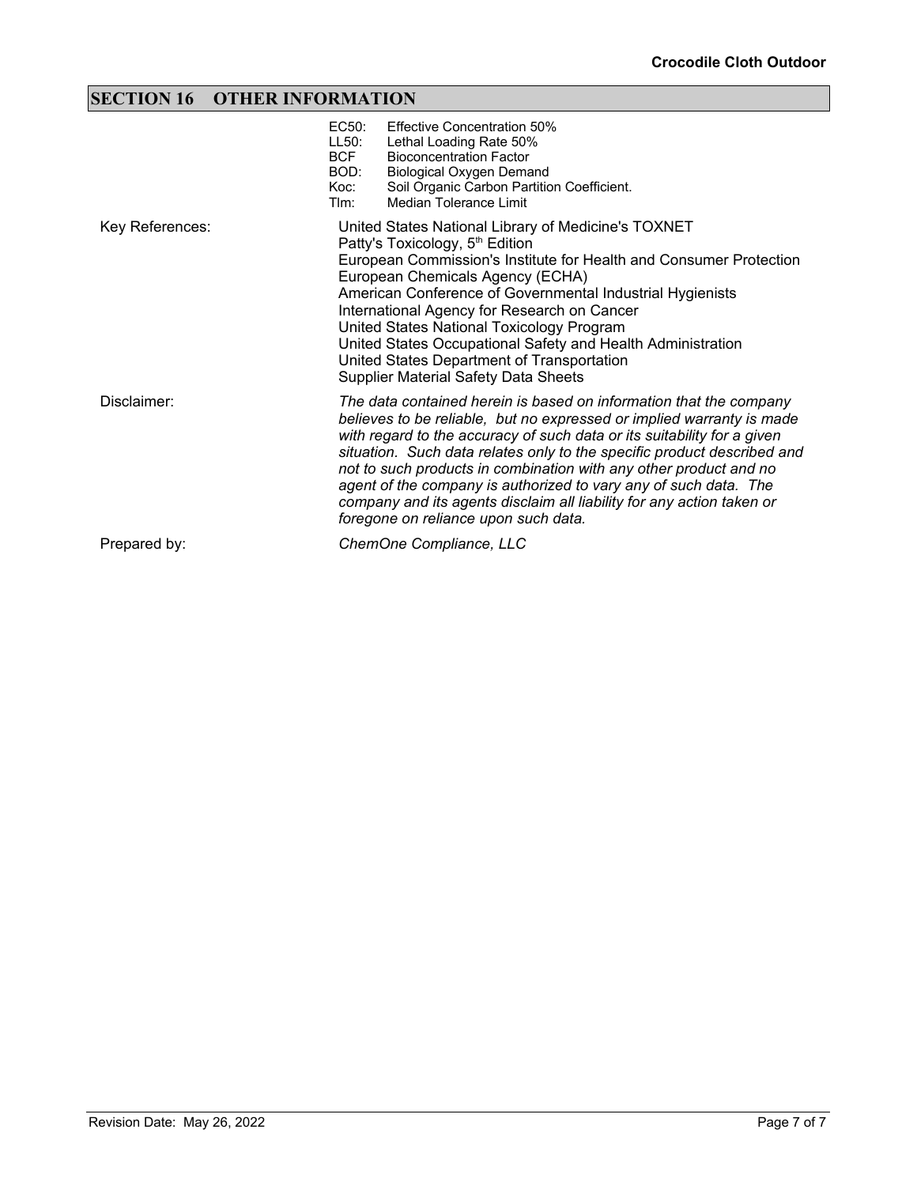## SECTION 16 OTHER INFORMATION

| | |
|---|---|
| EC50: | Effective Concentration 50% |
| LL50: | Lethal Loading Rate 50% |
| BCF | Bioconcentration Factor |
| BOD: | Biological Oxygen Demand |
| Koc: | Soil Organic Carbon Partition Coefficient. |
| Tlm: | Median Tolerance Limit |

Key References:

United States National Library of Medicine's TOXNET
Patty's Toxicology, 5th Edition
European Commission's Institute for Health and Consumer Protection
European Chemicals Agency (ECHA)
American Conference of Governmental Industrial Hygienists
International Agency for Research on Cancer
United States National Toxicology Program
United States Occupational Safety and Health Administration
United States Department of Transportation
Supplier Material Safety Data Sheets

Disclaimer:

*The data contained herein is based on information that the company believes to be reliable, but no expressed or implied warranty is made with regard to the accuracy of such data or its suitability for a given situation. Such data relates only to the specific product described and not to such products in combination with any other product and no agent of the company is authorized to vary any of such data. The company and its agents disclaim all liability for any action taken or foregone on reliance upon such data.*

Prepared by: *ChemOne Compliance, LLC*

Revision Date: May 26, 2022